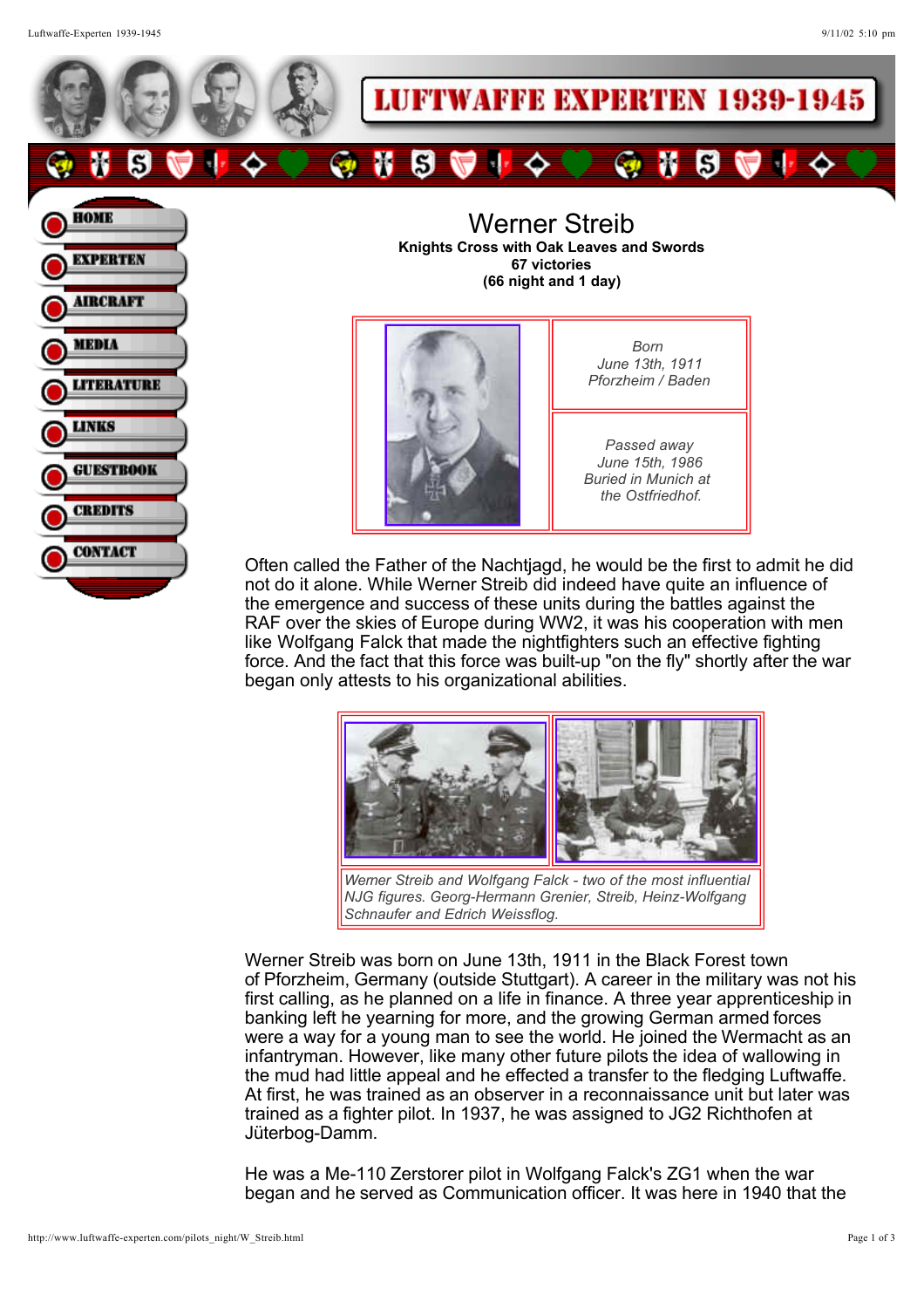# Werner Streib

**Knights Cross with Oak Leaves and Swords**
**67 victories**
**(66 night and 1 day)**

| | |
|---|---|
| | *Born June 13th, 1911 Pforzheim / Baden* |
| | *Passed away June 15th, 1986 Buried in Munich at the Ostfriedhof.* |

Often called the Father of the Nachtjagd, he would be the first to admit he did not do it alone. While Werner Streib did indeed have quite an influence of the emergence and success of these units during the battles against the RAF over the skies of Europe during WW2, it was his cooperation with men like Wolfgang Falck that made the nightfighters such an effective fighting force. And the fact that this force was built-up "on the fly" shortly after the war began only attests to his organizational abilities.

*Werner Streib and Wolfgang Falck - two of the most influential NJG figures. Georg-Hermann Grenier, Streib, Heinz-Wolfgang Schnaufer and Edrich Weissflog.*

Werner Streib was born on June 13th, 1911 in the Black Forest town of Pforzheim, Germany (outside Stuttgart). A career in the military was not his first calling, as he planned on a life in finance. A three year apprenticeship in banking left he yearning for more, and the growing German armed forces were a way for a young man to see the world. He joined the Wermacht as an infantryman. However, like many other future pilots the idea of wallowing in the mud had little appeal and he effected a transfer to the fledging Luftwaffe. At first, he was trained as an observer in a reconnaissance unit but later was trained as a fighter pilot. In 1937, he was assigned to JG2 Richthofen at Jüterbog-Damm.

He was a Me-110 Zerstorer pilot in Wolfgang Falck's ZG1 when the war began and he served as Communication officer. It was here in 1940 that the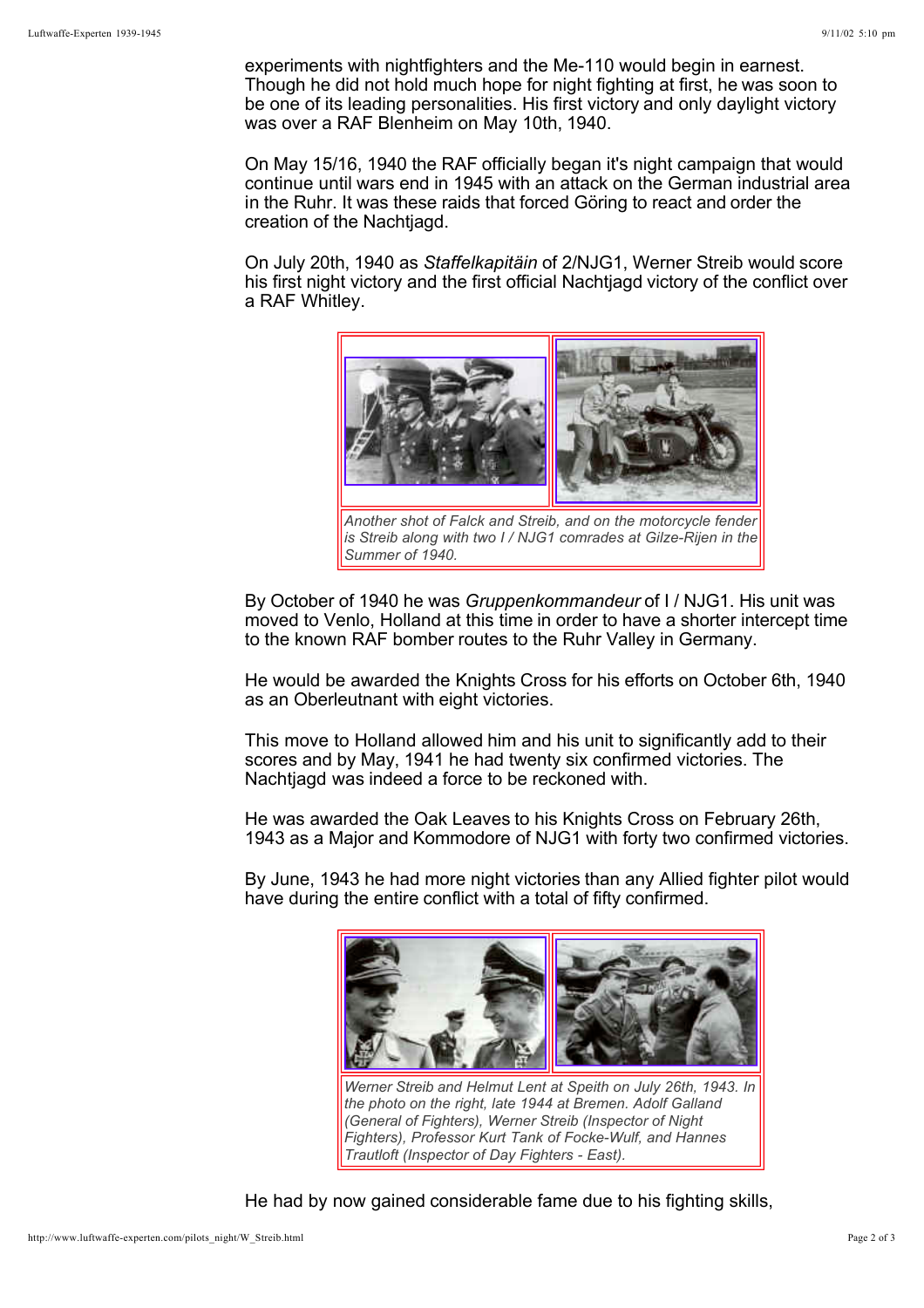experiments with nightfighters and the Me-110 would begin in earnest. Though he did not hold much hope for night fighting at first, he was soon to be one of its leading personalities. His first victory and only daylight victory was over a RAF Blenheim on May 10th, 1940.

On May 15/16, 1940 the RAF officially began it's night campaign that would continue until wars end in 1945 with an attack on the German industrial area in the Ruhr. It was these raids that forced Göring to react and order the creation of the Nachtjagd.

On July 20th, 1940 as *Staffelkapitäin* of 2/NJG1, Werner Streib would score his first night victory and the first official Nachtjagd victory of the conflict over a RAF Whitley.

*Another shot of Falck and Streib, and on the motorcycle fender is Streib along with two I / NJG1 comrades at Gilze-Rijen in the Summer of 1940.*

By October of 1940 he was *Gruppenkommandeur* of I / NJG1. His unit was moved to Venlo, Holland at this time in order to have a shorter intercept time to the known RAF bomber routes to the Ruhr Valley in Germany.

He would be awarded the Knights Cross for his efforts on October 6th, 1940 as an Oberleutnant with eight victories.

This move to Holland allowed him and his unit to significantly add to their scores and by May, 1941 he had twenty six confirmed victories. The Nachtjagd was indeed a force to be reckoned with.

He was awarded the Oak Leaves to his Knights Cross on February 26th, 1943 as a Major and Kommodore of NJG1 with forty two confirmed victories.

By June, 1943 he had more night victories than any Allied fighter pilot would have during the entire conflict with a total of fifty confirmed.

*Werner Streib and Helmut Lent at Speith on July 26th, 1943. In the photo on the right, late 1944 at Bremen. Adolf Galland (General of Fighters), Werner Streib (Inspector of Night Fighters), Professor Kurt Tank of Focke-Wulf, and Hannes Trautloft (Inspector of Day Fighters - East).*

He had by now gained considerable fame due to his fighting skills,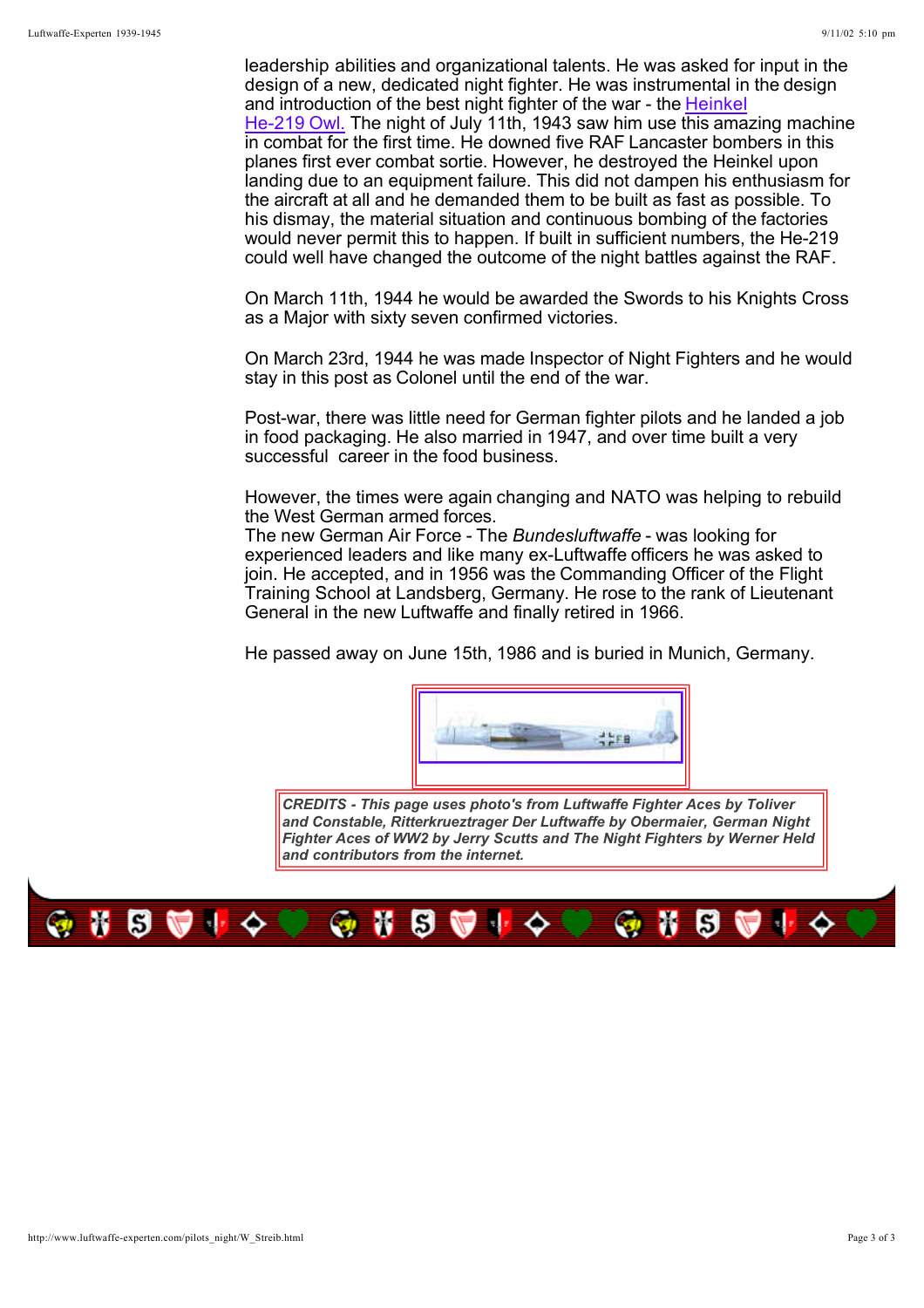leadership abilities and organizational talents. He was asked for input in the design of a new, dedicated night fighter. He was instrumental in the design and introduction of the best night fighter of the war - the Heinkel He-219 Owl. The night of July 11th, 1943 saw him use this amazing machine in combat for the first time. He downed five RAF Lancaster bombers in this planes first ever combat sortie. However, he destroyed the Heinkel upon landing due to an equipment failure. This did not dampen his enthusiasm for the aircraft at all and he demanded them to be built as fast as possible. To his dismay, the material situation and continuous bombing of the factories would never permit this to happen. If built in sufficient numbers, the He-219 could well have changed the outcome of the night battles against the RAF.

On March 11th, 1944 he would be awarded the Swords to his Knights Cross as a Major with sixty seven confirmed victories.

On March 23rd, 1944 he was made Inspector of Night Fighters and he would stay in this post as Colonel until the end of the war.

Post-war, there was little need for German fighter pilots and he landed a job in food packaging. He also married in 1947, and over time built a very successful career in the food business.

However, the times were again changing and NATO was helping to rebuild the West German armed forces.
The new German Air Force - The *Bundesluftwaffe* - was looking for experienced leaders and like many ex-Luftwaffe officers he was asked to join. He accepted, and in 1956 was the Commanding Officer of the Flight Training School at Landsberg, Germany. He rose to the rank of Lieutenant General in the new Luftwaffe and finally retired in 1966.

He passed away on June 15th, 1986 and is buried in Munich, Germany.

***CREDITS - This page uses photo's from Luftwaffe Fighter Aces by Toliver and Constable, Ritterkrueztrager Der Luftwaffe by Obermaier, German Night Fighter Aces of WW2 by Jerry Scutts and The Night Fighters by Werner Held and contributors from the internet.***